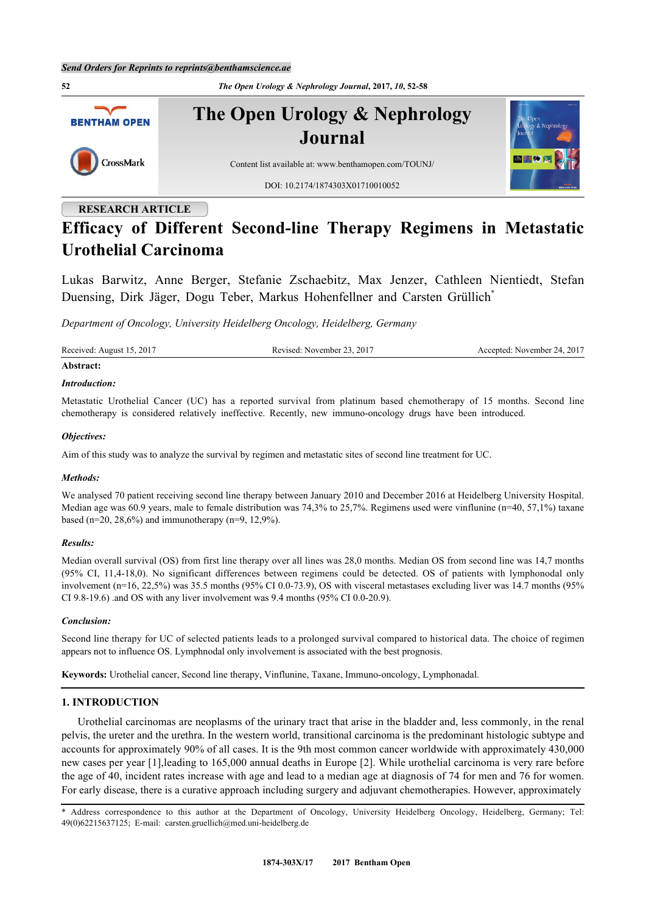RESEARCH ARTICLE

# Efficacy of Different Second-line Therapy Regimens in Metastatic Urothelial Carcinoma

Lukas Barwitz, Anne Berger, Stefanie Zschaebitz, Max Jenzer, Cathleen Nientiedt, Stefan Duensing, Dirk Jäger, Dogu Teber, Markus Hohenfellner and Carsten Grüllich[*]

*Department of Oncology, University Heidelberg Oncology, Heidelberg, Germany*

Received: August 15, 2017 Revised: November 23, 2017 Accepted: November 24, 2017

**Abstract:**

***Introduction:***

Metastatic Urothelial Cancer (UC) has a reported survival from platinum based chemotherapy of 15 months. Second line chemotherapy is considered relatively ineffective. Recently, new immuno-oncology drugs have been introduced.

***Objectives:***

Aim of this study was to analyze the survival by regimen and metastatic sites of second line treatment for UC.

***Methods:***

We analysed 70 patient receiving second line therapy between January 2010 and December 2016 at Heidelberg University Hospital. Median age was 60.9 years, male to female distribution was 74,3% to 25,7%. Regimens used were vinflunine (n=40, 57,1%) taxane based (n=20, 28,6%) and immunotherapy (n=9, 12,9%).

***Results:***

Median overall survival (OS) from first line therapy over all lines was 28,0 months. Median OS from second line was 14,7 months (95% CI, 11,4-18,0). No significant differences between regimens could be detected. OS of patients with lymphonodal only involvement (n=16, 22,5%) was 35.5 months (95% CI 0.0-73.9), OS with visceral metastases excluding liver was 14.7 months (95% CI 9.8-19.6) .and OS with any liver involvement was 9.4 months (95% CI 0.0-20.9).

***Conclusion:***

Second line therapy for UC of selected patients leads to a prolonged survival compared to historical data. The choice of regimen appears not to influence OS. Lymphnodal only involvement is associated with the best prognosis.

**Keywords:** Urothelial cancer, Second line therapy, Vinflunine, Taxane, Immuno-oncology, Lymphonadal.

## 1. INTRODUCTION

Urothelial carcinomas are neoplasms of the urinary tract that arise in the bladder and, less commonly, in the renal pelvis, the ureter and the urethra. In the western world, transitional carcinoma is the predominant histologic subtype and accounts for approximately 90% of all cases. It is the 9th most common cancer worldwide with approximately 430,000 new cases per year [1],leading to 165,000 annual deaths in Europe [2]. While urothelial carcinoma is very rare before the age of 40, incident rates increase with age and lead to a median age at diagnosis of 74 for men and 76 for women. For early disease, there is a curative approach including surgery and adjuvant chemotherapies. However, approximately

[*] Address correspondence to this author at the Department of Oncology, University Heidelberg Oncology, Heidelberg, Germany; Tel: 49(0)62215637125; E-mail: carsten.gruellich@med.uni-heidelberg.de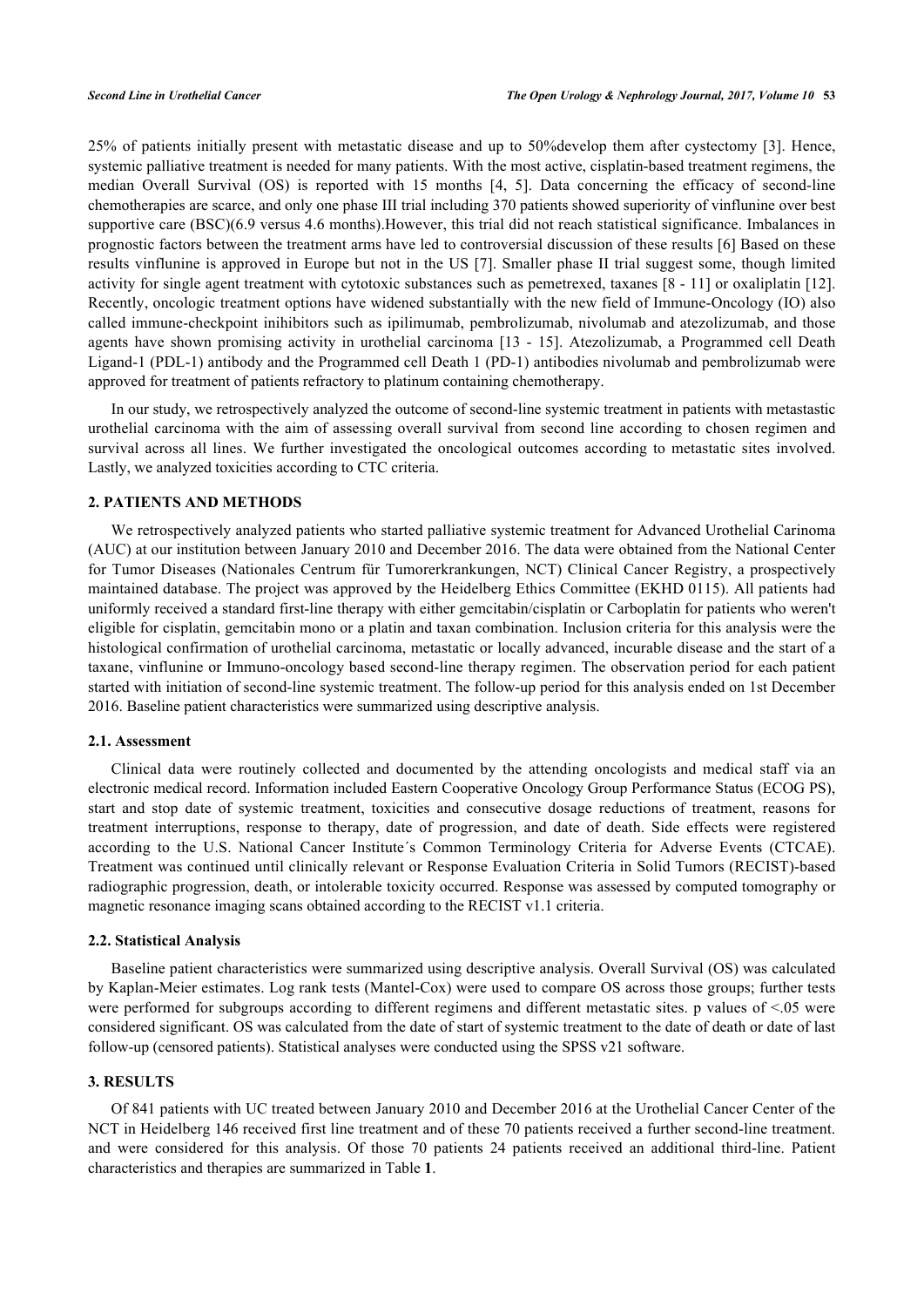25% of patients initially present with metastatic disease and up to 50%develop them after cystectomy [3]. Hence, systemic palliative treatment is needed for many patients. With the most active, cisplatin-based treatment regimens, the median Overall Survival (OS) is reported with 15 months [4, 5]. Data concerning the efficacy of second-line chemotherapies are scarce, and only one phase III trial including 370 patients showed superiority of vinflunine over best supportive care (BSC)(6.9 versus 4.6 months).However, this trial did not reach statistical significance. Imbalances in prognostic factors between the treatment arms have led to controversial discussion of these results [6] Based on these results vinflunine is approved in Europe but not in the US [7]. Smaller phase II trial suggest some, though limited activity for single agent treatment with cytotoxic substances such as pemetrexed, taxanes [8 - 11] or oxaliplatin [12]. Recently, oncologic treatment options have widened substantially with the new field of Immune-Oncology (IO) also called immune-checkpoint inihibitors such as ipilimumab, pembrolizumab, nivolumab and atezolizumab, and those agents have shown promising activity in urothelial carcinoma [13 - 15]. Atezolizumab, a Programmed cell Death Ligand-1 (PDL-1) antibody and the Programmed cell Death 1 (PD-1) antibodies nivolumab and pembrolizumab were approved for treatment of patients refractory to platinum containing chemotherapy.

In our study, we retrospectively analyzed the outcome of second-line systemic treatment in patients with metastastic urothelial carcinoma with the aim of assessing overall survival from second line according to chosen regimen and survival across all lines. We further investigated the oncological outcomes according to metastatic sites involved. Lastly, we analyzed toxicities according to CTC criteria.

## 2. PATIENTS AND METHODS

We retrospectively analyzed patients who started palliative systemic treatment for Advanced Urothelial Carinoma (AUC) at our institution between January 2010 and December 2016. The data were obtained from the National Center for Tumor Diseases (Nationales Centrum für Tumorerkrankungen, NCT) Clinical Cancer Registry, a prospectively maintained database. The project was approved by the Heidelberg Ethics Committee (EKHD 0115). All patients had uniformly received a standard first-line therapy with either gemcitabin/cisplatin or Carboplatin for patients who weren't eligible for cisplatin, gemcitabin mono or a platin and taxan combination. Inclusion criteria for this analysis were the histological confirmation of urothelial carcinoma, metastatic or locally advanced, incurable disease and the start of a taxane, vinflunine or Immuno-oncology based second-line therapy regimen. The observation period for each patient started with initiation of second-line systemic treatment. The follow-up period for this analysis ended on 1st December 2016. Baseline patient characteristics were summarized using descriptive analysis.

### 2.1. Assessment

Clinical data were routinely collected and documented by the attending oncologists and medical staff via an electronic medical record. Information included Eastern Cooperative Oncology Group Performance Status (ECOG PS), start and stop date of systemic treatment, toxicities and consecutive dosage reductions of treatment, reasons for treatment interruptions, response to therapy, date of progression, and date of death. Side effects were registered according to the U.S. National Cancer Institute´s Common Terminology Criteria for Adverse Events (CTCAE). Treatment was continued until clinically relevant or Response Evaluation Criteria in Solid Tumors (RECIST)-based radiographic progression, death, or intolerable toxicity occurred. Response was assessed by computed tomography or magnetic resonance imaging scans obtained according to the RECIST v1.1 criteria.

### 2.2. Statistical Analysis

Baseline patient characteristics were summarized using descriptive analysis. Overall Survival (OS) was calculated by Kaplan-Meier estimates. Log rank tests (Mantel-Cox) were used to compare OS across those groups; further tests were performed for subgroups according to different regimens and different metastatic sites. p values of $<.05$ were considered significant. OS was calculated from the date of start of systemic treatment to the date of death or date of last follow-up (censored patients). Statistical analyses were conducted using the SPSS v21 software.

## 3. RESULTS

Of 841 patients with UC treated between January 2010 and December 2016 at the Urothelial Cancer Center of the NCT in Heidelberg 146 received first line treatment and of these 70 patients received a further second-line treatment. and were considered for this analysis. Of those 70 patients 24 patients received an additional third-line. Patient characteristics and therapies are summarized in Table **1**.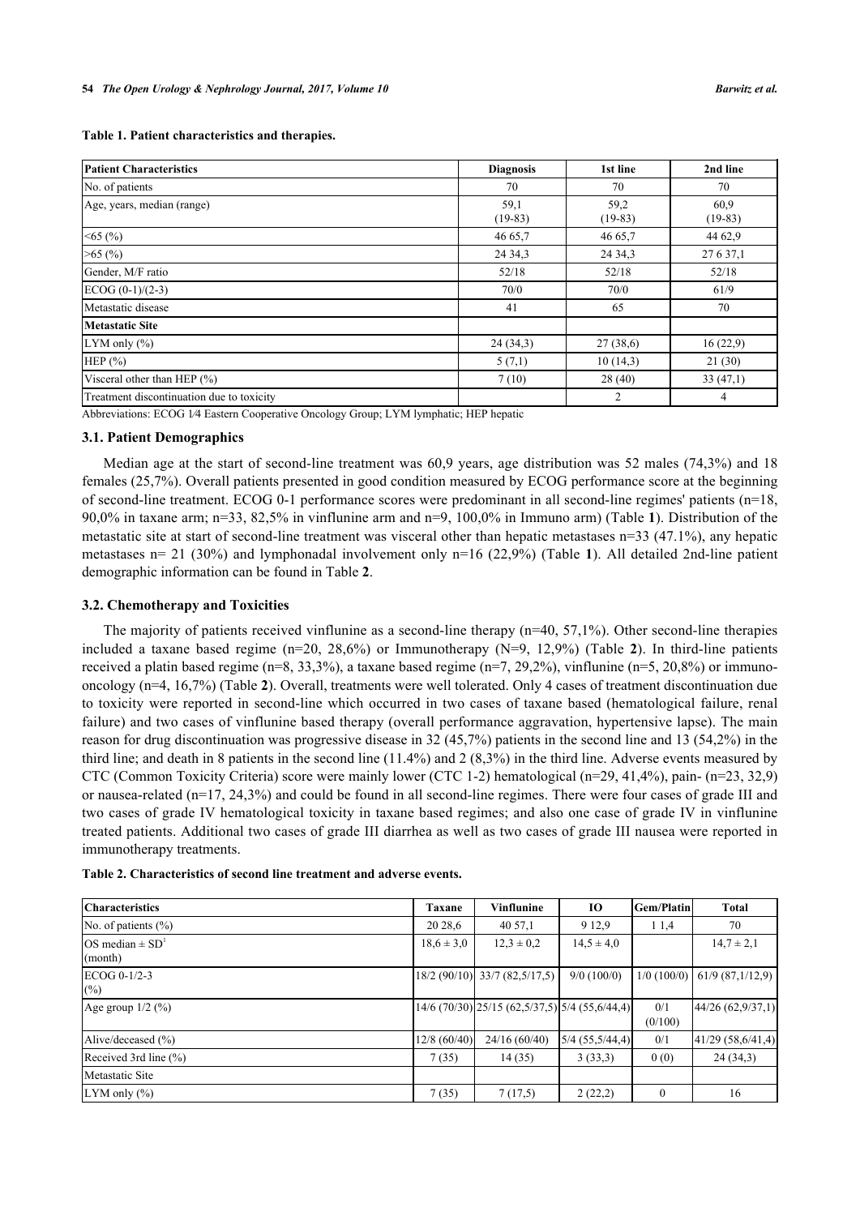**Table 1. Patient characteristics and therapies.**

| Patient Characteristics | Diagnosis | 1st line | 2nd line |
|---|---|---|---|
| No. of patients | 70 | 70 | 70 |
| Age, years, median (range) | 59,1 (19-83) | 59,2 (19-83) | 60,9 (19-83) |
| <65 (%) | 46 65,7 | 46 65,7 | 44 62,9 |
| >65 (%) | 24 34,3 | 24 34,3 | 27 6 37,1 |
| Gender, M/F ratio | 52/18 | 52/18 | 52/18 |
| ECOG (0-1)/(2-3) | 70/0 | 70/0 | 61/9 |
| Metastatic disease | 41 | 65 | 70 |
| **Metastatic Site** | | | |
| LYM only (%) | 24 (34,3) | 27 (38,6) | 16 (22,9) |
| HEP (%) | 5 (7,1) | 10 (14,3) | 21 (30) |
| Visceral other than HEP (%) | 7 (10) | 28 (40) | 33 (47,1) |
| Treatment discontinuation due to toxicity | | 2 | 4 |

Abbreviations: ECOG 1⁄4 Eastern Cooperative Oncology Group; LYM lymphatic; HEP hepatic

### 3.1. Patient Demographics

Median age at the start of second-line treatment was 60,9 years, age distribution was 52 males (74,3%) and 18 females (25,7%). Overall patients presented in good condition measured by ECOG performance score at the beginning of second-line treatment. ECOG 0-1 performance scores were predominant in all second-line regimes' patients (n=18, 90,0% in taxane arm; n=33, 82,5% in vinflunine arm and n=9, 100,0% in Immuno arm) (Table **1**). Distribution of the metastatic site at start of second-line treatment was visceral other than hepatic metastases n=33 (47.1%), any hepatic metastases n= 21 (30%) and lymphonadal involvement only n=16 (22,9%) (Table **1**). All detailed 2nd-line patient demographic information can be found in Table **2**.

### 3.2. Chemotherapy and Toxicities

The majority of patients received vinflunine as a second-line therapy (n=40, 57,1%). Other second-line therapies included a taxane based regime (n=20, 28,6%) or Immunotherapy (N=9, 12,9%) (Table **2**). In third-line patients received a platin based regime (n=8, 33,3%), a taxane based regime (n=7, 29,2%), vinflunine (n=5, 20,8%) or immuno-oncology (n=4, 16,7%) (Table **2**). Overall, treatments were well tolerated. Only 4 cases of treatment discontinuation due to toxicity were reported in second-line which occurred in two cases of taxane based (hematological failure, renal failure) and two cases of vinflunine based therapy (overall performance aggravation, hypertensive lapse). The main reason for drug discontinuation was progressive disease in 32 (45,7%) patients in the second line and 13 (54,2%) in the third line; and death in 8 patients in the second line (11.4%) and 2 (8,3%) in the third line. Adverse events measured by CTC (Common Toxicity Criteria) score were mainly lower (CTC 1-2) hematological (n=29, 41,4%), pain- (n=23, 32,9) or nausea-related (n=17, 24,3%) and could be found in all second-line regimes. There were four cases of grade III and two cases of grade IV hematological toxicity in taxane based regimes; and also one case of grade IV in vinflunine treated patients. Additional two cases of grade III diarrhea as well as two cases of grade III nausea were reported in immunotherapy treatments.

**Table 2. Characteristics of second line treatment and adverse events.**

| Characteristics | Taxane | Vinflunine | IO | Gem/Platin | Total |
|---|---|---|---|---|---|
| No. of patients (%) | 20 28,6 | 40 57,1 | 9 12,9 | 1 1,4 | 70 |
| OS median ± SD[1] (month) | 18,6 ± 3,0 | 12,3 ± 0,2 | 14,5 ± 4,0 | | 14,7 ± 2,1 |
| ECOG 0-1/2-3 (%) | 18/2 (90/10) | 33/7 (82,5/17,5) | 9/0 (100/0) | 1/0 (100/0) | 61/9 (87,1/12,9) |
| Age group 1/2 (%) | 14/6 (70/30) | 25/15 (62,5/37,5) | 5/4 (55,6/44,4) | 0/1 (0/100) | 44/26 (62,9/37,1) |
| Alive/deceased (%) | 12/8 (60/40) | 24/16 (60/40) | 5/4 (55,5/44,4) | 0/1 | 41/29 (58,6/41,4) |
| Received 3rd line (%) | 7 (35) | 14 (35) | 3 (33,3) | 0 (0) | 24 (34,3) |
| Metastatic Site | | | | | |
| LYM only (%) | 7 (35) | 7 (17,5) | 2 (22,2) | 0 | 16 |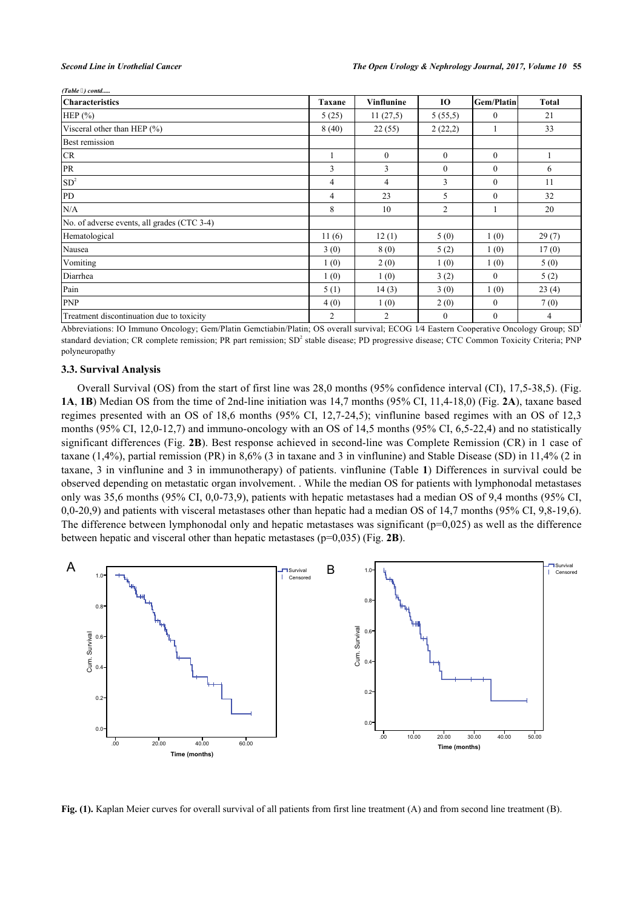*(Table 1) contd.....*

| Characteristics | Taxane | Vinflunine | IO | Gem/Platin | Total |
|---|---|---|---|---|---|
| HEP (%) | 5 (25) | 11 (27,5) | 5 (55,5) | 0 | 21 |
| Visceral other than HEP (%) | 8 (40) | 22 (55) | 2 (22,2) | 1 | 33 |
| Best remission | | | | | |
| CR | 1 | 0 | 0 | 0 | 1 |
| PR | 3 | 3 | 0 | 0 | 6 |
| SD[2] | 4 | 4 | 3 | 0 | 11 |
| PD | 4 | 23 | 5 | 0 | 32 |
| N/A | 8 | 10 | 2 | 1 | 20 |
| No. of adverse events, all grades (CTC 3-4) | | | | | |
| Hematological | 11 (6) | 12 (1) | 5 (0) | 1 (0) | 29 (7) |
| Nausea | 3 (0) | 8 (0) | 5 (2) | 1 (0) | 17 (0) |
| Vomiting | 1 (0) | 2 (0) | 1 (0) | 1 (0) | 5 (0) |
| Diarrhea | 1 (0) | 1 (0) | 3 (2) | 0 | 5 (2) |
| Pain | 5 (1) | 14 (3) | 3 (0) | 1 (0) | 23 (4) |
| PNP | 4 (0) | 1 (0) | 2 (0) | 0 | 7 (0) |
| Treatment discontinuation due to toxicity | 2 | 2 | 0 | 0 | 4 |

Abbreviations: IO Immuno Oncology; Gem/Platin Gemctiabin/Platin; OS overall survival; ECOG 1⁄4 Eastern Cooperative Oncology Group; SD[1] standard deviation; CR complete remission; PR part remission; SD[2] stable disease; PD progressive disease; CTC Common Toxicity Criteria; PNP polyneuropathy

### 3.3. Survival Analysis

Overall Survival (OS) from the start of first line was 28,0 months (95% confidence interval (CI), 17,5-38,5). (Fig. **1A**, **1B**) Median OS from the time of 2nd-line initiation was 14,7 months (95% CI, 11,4-18,0) (Fig. **2A**), taxane based regimes presented with an OS of 18,6 months (95% CI, 12,7-24,5); vinflunine based regimes with an OS of 12,3 months (95% CI, 12,0-12,7) and immuno-oncology with an OS of 14,5 months (95% CI, 6,5-22,4) and no statistically significant differences (Fig. **2B**). Best response achieved in second-line was Complete Remission (CR) in 1 case of taxane (1,4%), partial remission (PR) in 8,6% (3 in taxane and 3 in vinflunine) and Stable Disease (SD) in 11,4% (2 in taxane, 3 in vinflunine and 3 in immunotherapy) of patients. vinflunine (Table **1**) Differences in survival could be observed depending on metastatic organ involvement. . While the median OS for patients with lymphonodal metastases only was 35,6 months (95% CI, 0,0-73,9), patients with hepatic metastases had a median OS of 9,4 months (95% CI, 0,0-20,9) and patients with visceral metastases other than hepatic had a median OS of 14,7 months (95% CI, 9,8-19,6). The difference between lymphonodal only and hepatic metastases was significant (p=0,025) as well as the difference between hepatic and visceral other than hepatic metastases (p=0,035) (Fig. **2B**).

**Fig. (1).** Kaplan Meier curves for overall survival of all patients from first line treatment (A) and from second line treatment (B).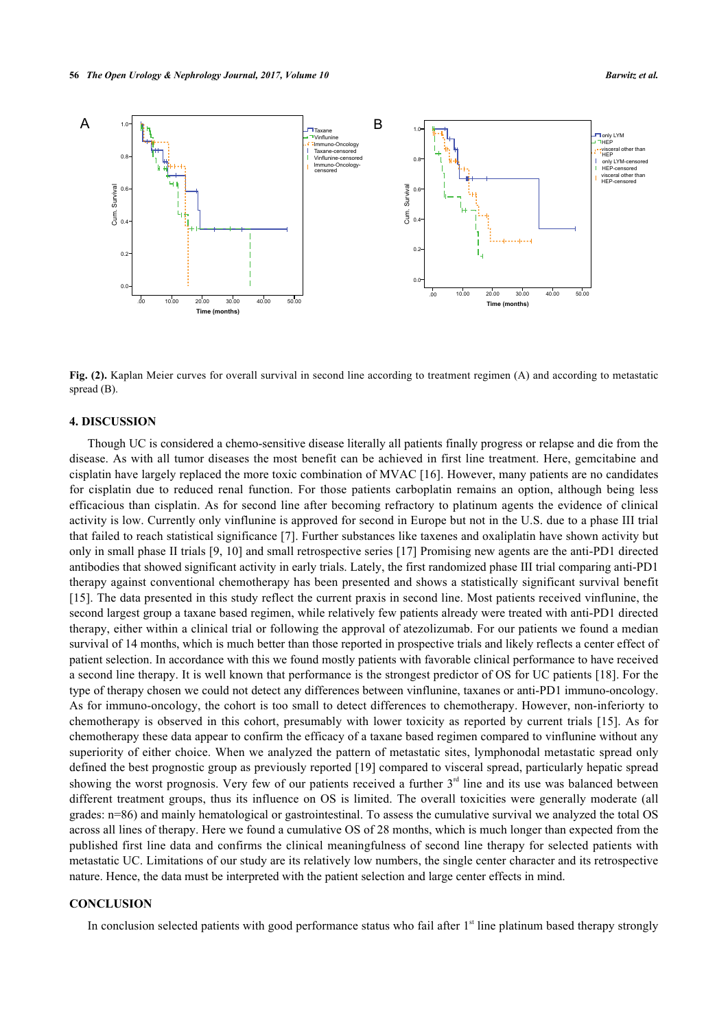**Fig. (2).** Kaplan Meier curves for overall survival in second line according to treatment regimen (A) and according to metastatic spread (B).

## 4. DISCUSSION

Though UC is considered a chemo-sensitive disease literally all patients finally progress or relapse and die from the disease. As with all tumor diseases the most benefit can be achieved in first line treatment. Here, gemcitabine and cisplatin have largely replaced the more toxic combination of MVAC [16]. However, many patients are no candidates for cisplatin due to reduced renal function. For those patients carboplatin remains an option, although being less efficacious than cisplatin. As for second line after becoming refractory to platinum agents the evidence of clinical activity is low. Currently only vinflunine is approved for second in Europe but not in the U.S. due to a phase III trial that failed to reach statistical significance [7]. Further substances like taxenes and oxaliplatin have shown activity but only in small phase II trials [9, 10] and small retrospective series [17] Promising new agents are the anti-PD1 directed antibodies that showed significant activity in early trials. Lately, the first randomized phase III trial comparing anti-PD1 therapy against conventional chemotherapy has been presented and shows a statistically significant survival benefit [15]. The data presented in this study reflect the current praxis in second line. Most patients received vinflunine, the second largest group a taxane based regimen, while relatively few patients already were treated with anti-PD1 directed therapy, either within a clinical trial or following the approval of atezolizumab. For our patients we found a median survival of 14 months, which is much better than those reported in prospective trials and likely reflects a center effect of patient selection. In accordance with this we found mostly patients with favorable clinical performance to have received a second line therapy. It is well known that performance is the strongest predictor of OS for UC patients [18]. For the type of therapy chosen we could not detect any differences between vinflunine, taxanes or anti-PD1 immuno-oncology. As for immuno-oncology, the cohort is too small to detect differences to chemotherapy. However, non-inferiorty to chemotherapy is observed in this cohort, presumably with lower toxicity as reported by current trials [15]. As for chemotherapy these data appear to confirm the efficacy of a taxane based regimen compared to vinflunine without any superiority of either choice. When we analyzed the pattern of metastatic sites, lymphonodal metastatic spread only defined the best prognostic group as previously reported [19] compared to visceral spread, particularly hepatic spread showing the worst prognosis. Very few of our patients received a further 3rd line and its use was balanced between different treatment groups, thus its influence on OS is limited. The overall toxicities were generally moderate (all grades: n=86) and mainly hematological or gastrointestinal. To assess the cumulative survival we analyzed the total OS across all lines of therapy. Here we found a cumulative OS of 28 months, which is much longer than expected from the published first line data and confirms the clinical meaningfulness of second line therapy for selected patients with metastatic UC. Limitations of our study are its relatively low numbers, the single center character and its retrospective nature. Hence, the data must be interpreted with the patient selection and large center effects in mind.

## CONCLUSION

In conclusion selected patients with good performance status who fail after 1st line platinum based therapy strongly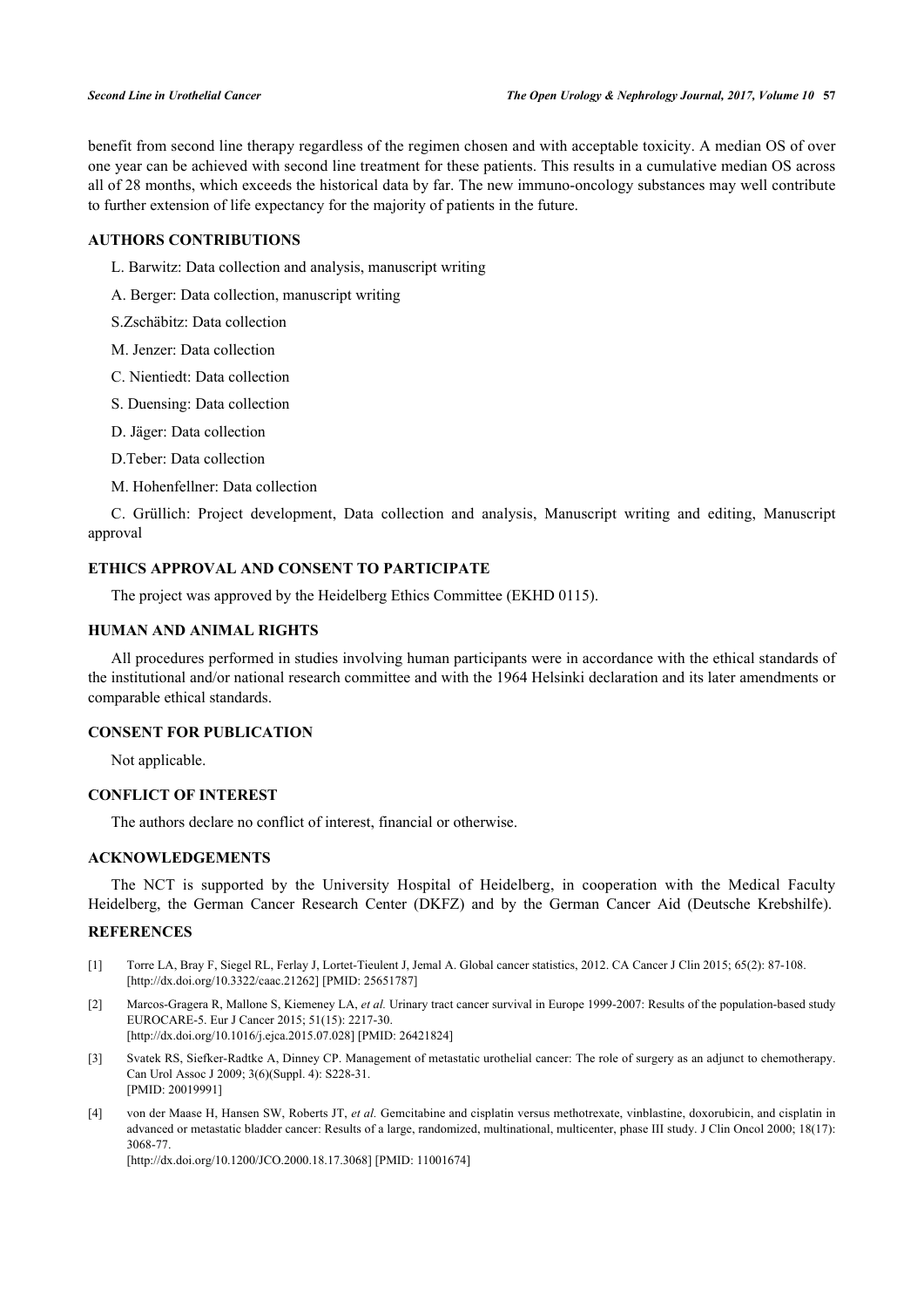benefit from second line therapy regardless of the regimen chosen and with acceptable toxicity. A median OS of over one year can be achieved with second line treatment for these patients. This results in a cumulative median OS across all of 28 months, which exceeds the historical data by far. The new immuno-oncology substances may well contribute to further extension of life expectancy for the majority of patients in the future.

## AUTHORS CONTRIBUTIONS

L. Barwitz: Data collection and analysis, manuscript writing

A. Berger: Data collection, manuscript writing

S.Zschäbitz: Data collection

M. Jenzer: Data collection

C. Nientiedt: Data collection

S. Duensing: Data collection

D. Jäger: Data collection

D.Teber: Data collection

M. Hohenfellner: Data collection

C. Grüllich: Project development, Data collection and analysis, Manuscript writing and editing, Manuscript approval

## ETHICS APPROVAL AND CONSENT TO PARTICIPATE

The project was approved by the Heidelberg Ethics Committee (EKHD 0115).

## HUMAN AND ANIMAL RIGHTS

All procedures performed in studies involving human participants were in accordance with the ethical standards of the institutional and/or national research committee and with the 1964 Helsinki declaration and its later amendments or comparable ethical standards.

## CONSENT FOR PUBLICATION

Not applicable.

## CONFLICT OF INTEREST

The authors declare no conflict of interest, financial or otherwise.

## ACKNOWLEDGEMENTS

The NCT is supported by the University Hospital of Heidelberg, in cooperation with the Medical Faculty Heidelberg, the German Cancer Research Center (DKFZ) and by the German Cancer Aid (Deutsche Krebshilfe).

## REFERENCES

[1] Torre LA, Bray F, Siegel RL, Ferlay J, Lortet-Tieulent J, Jemal A. Global cancer statistics, 2012. CA Cancer J Clin 2015; 65(2): 87-108. [http://dx.doi.org/10.3322/caac.21262] [PMID: 25651787]

[2] Marcos-Gragera R, Mallone S, Kiemeney LA, *et al.* Urinary tract cancer survival in Europe 1999-2007: Results of the population-based study EUROCARE-5. Eur J Cancer 2015; 51(15): 2217-30. [http://dx.doi.org/10.1016/j.ejca.2015.07.028] [PMID: 26421824]

[3] Svatek RS, Siefker-Radtke A, Dinney CP. Management of metastatic urothelial cancer: The role of surgery as an adjunct to chemotherapy. Can Urol Assoc J 2009; 3(6)(Suppl. 4): S228-31. [PMID: 20019991]

[4] von der Maase H, Hansen SW, Roberts JT, *et al.* Gemcitabine and cisplatin versus methotrexate, vinblastine, doxorubicin, and cisplatin in advanced or metastatic bladder cancer: Results of a large, randomized, multinational, multicenter, phase III study. J Clin Oncol 2000; 18(17): 3068-77. [http://dx.doi.org/10.1200/JCO.2000.18.17.3068] [PMID: 11001674]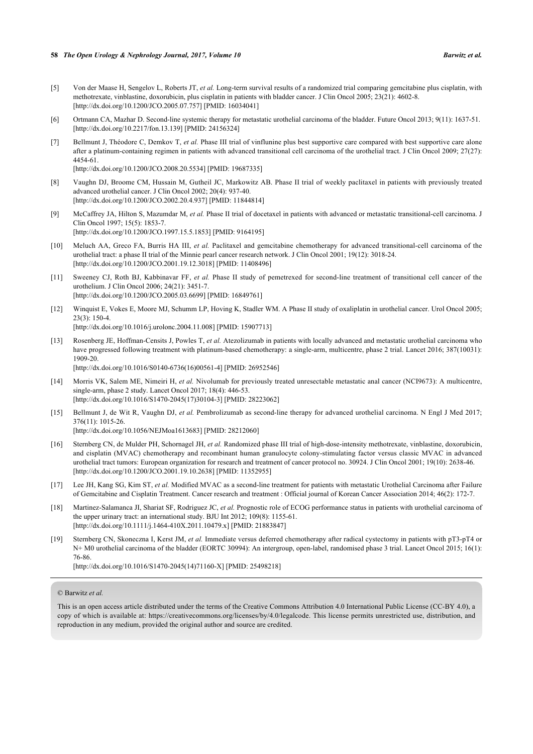[5] Von der Maase H, Sengelov L, Roberts JT, *et al.* Long-term survival results of a randomized trial comparing gemcitabine plus cisplatin, with methotrexate, vinblastine, doxorubicin, plus cisplatin in patients with bladder cancer. J Clin Oncol 2005; 23(21): 4602-8. [http://dx.doi.org/10.1200/JCO.2005.07.757] [PMID: 16034041]

[6] Ortmann CA, Mazhar D. Second-line systemic therapy for metastatic urothelial carcinoma of the bladder. Future Oncol 2013; 9(11): 1637-51. [http://dx.doi.org/10.2217/fon.13.139] [PMID: 24156324]

[7] Bellmunt J, Théodore C, Demkov T, *et al.* Phase III trial of vinflunine plus best supportive care compared with best supportive care alone after a platinum-containing regimen in patients with advanced transitional cell carcinoma of the urothelial tract. J Clin Oncol 2009; 27(27): 4454-61. [http://dx.doi.org/10.1200/JCO.2008.20.5534] [PMID: 19687335]

[8] Vaughn DJ, Broome CM, Hussain M, Gutheil JC, Markowitz AB. Phase II trial of weekly paclitaxel in patients with previously treated advanced urothelial cancer. J Clin Oncol 2002; 20(4): 937-40. [http://dx.doi.org/10.1200/JCO.2002.20.4.937] [PMID: 11844814]

[9] McCaffrey JA, Hilton S, Mazumdar M, *et al.* Phase II trial of docetaxel in patients with advanced or metastatic transitional-cell carcinoma. J Clin Oncol 1997; 15(5): 1853-7. [http://dx.doi.org/10.1200/JCO.1997.15.5.1853] [PMID: 9164195]

[10] Meluch AA, Greco FA, Burris HA III, *et al.* Paclitaxel and gemcitabine chemotherapy for advanced transitional-cell carcinoma of the urothelial tract: a phase II trial of the Minnie pearl cancer research network. J Clin Oncol 2001; 19(12): 3018-24. [http://dx.doi.org/10.1200/JCO.2001.19.12.3018] [PMID: 11408496]

[11] Sweeney CJ, Roth BJ, Kabbinavar FF, *et al.* Phase II study of pemetrexed for second-line treatment of transitional cell cancer of the urothelium. J Clin Oncol 2006; 24(21): 3451-7. [http://dx.doi.org/10.1200/JCO.2005.03.6699] [PMID: 16849761]

[12] Winquist E, Vokes E, Moore MJ, Schumm LP, Hoving K, Stadler WM. A Phase II study of oxaliplatin in urothelial cancer. Urol Oncol 2005; 23(3): 150-4. [http://dx.doi.org/10.1016/j.urolonc.2004.11.008] [PMID: 15907713]

[13] Rosenberg JE, Hoffman-Censits J, Powles T, *et al.* Atezolizumab in patients with locally advanced and metastatic urothelial carcinoma who have progressed following treatment with platinum-based chemotherapy: a single-arm, multicentre, phase 2 trial. Lancet 2016; 387(10031): 1909-20. [http://dx.doi.org/10.1016/S0140-6736(16)00561-4] [PMID: 26952546]

[14] Morris VK, Salem ME, Nimeiri H, *et al.* Nivolumab for previously treated unresectable metastatic anal cancer (NCI9673): A multicentre, single-arm, phase 2 study. Lancet Oncol 2017; 18(4): 446-53. [http://dx.doi.org/10.1016/S1470-2045(17)30104-3] [PMID: 28223062]

[15] Bellmunt J, de Wit R, Vaughn DJ, *et al.* Pembrolizumab as second-line therapy for advanced urothelial carcinoma. N Engl J Med 2017; 376(11): 1015-26. [http://dx.doi.org/10.1056/NEJMoa1613683] [PMID: 28212060]

[16] Sternberg CN, de Mulder PH, Schornagel JH, *et al.* Randomized phase III trial of high-dose-intensity methotrexate, vinblastine, doxorubicin, and cisplatin (MVAC) chemotherapy and recombinant human granulocyte colony-stimulating factor versus classic MVAC in advanced urothelial tract tumors: European organization for research and treatment of cancer protocol no. 30924. J Clin Oncol 2001; 19(10): 2638-46. [http://dx.doi.org/10.1200/JCO.2001.19.10.2638] [PMID: 11352955]

[17] Lee JH, Kang SG, Kim ST, *et al.* Modified MVAC as a second-line treatment for patients with metastatic Urothelial Carcinoma after Failure of Gemcitabine and Cisplatin Treatment. Cancer research and treatment : Official journal of Korean Cancer Association 2014; 46(2): 172-7.

[18] Martinez-Salamanca JI, Shariat SF, Rodriguez JC, *et al.* Prognostic role of ECOG performance status in patients with urothelial carcinoma of the upper urinary tract: an international study. BJU Int 2012; 109(8): 1155-61. [http://dx.doi.org/10.1111/j.1464-410X.2011.10479.x] [PMID: 21883847]

[19] Sternberg CN, Skoneczna I, Kerst JM, *et al.* Immediate versus deferred chemotherapy after radical cystectomy in patients with pT3-pT4 or N+ M0 urothelial carcinoma of the bladder (EORTC 30994): An intergroup, open-label, randomised phase 3 trial. Lancet Oncol 2015; 16(1): 76-86. [http://dx.doi.org/10.1016/S1470-2045(14)71160-X] [PMID: 25498218]

© Barwitz *et al.*

This is an open access article distributed under the terms of the Creative Commons Attribution 4.0 International Public License (CC-BY 4.0), a copy of which is available at: https://creativecommons.org/licenses/by/4.0/legalcode. This license permits unrestricted use, distribution, and reproduction in any medium, provided the original author and source are credited.